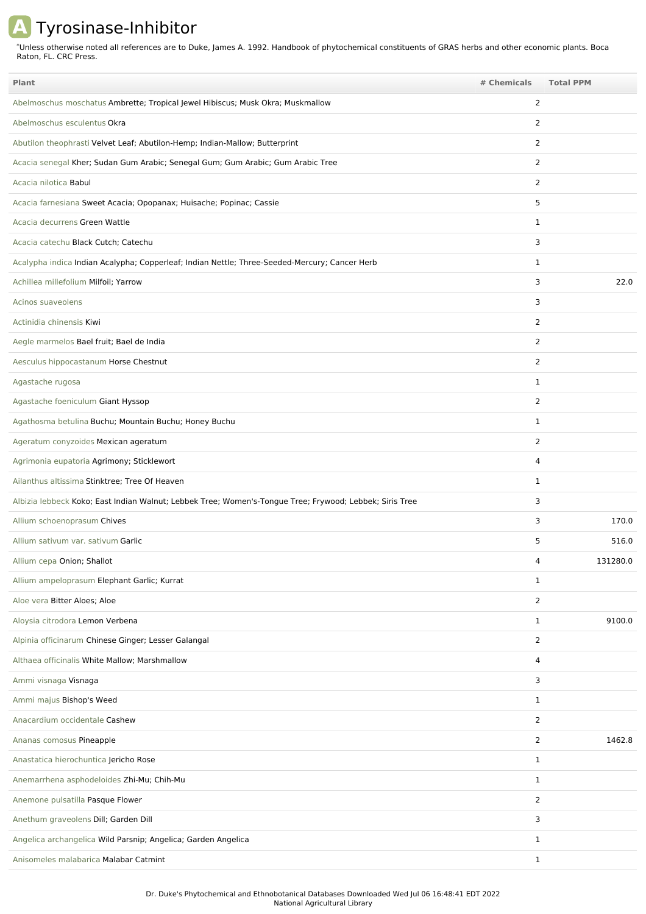# A Tyrosinase-Inhibitor

*Unless otherwise noted all references are to Duke, James A. 1992. Handbook of phytochemical constituents of GRAS herbs and other economic plants. Boca Raton, FL. CRC Press.

| Plant | # Chemicals | Total PPM |
|---|---|---|
| Abelmoschus moschatus Ambrette; Tropical Jewel Hibiscus; Musk Okra; Muskmallow | 2 | |
| Abelmoschus esculentus Okra | 2 | |
| Abutilon theophrasti Velvet Leaf; Abutilon-Hemp; Indian-Mallow; Butterprint | 2 | |
| Acacia senegal Kher; Sudan Gum Arabic; Senegal Gum; Gum Arabic; Gum Arabic Tree | 2 | |
| Acacia nilotica Babul | 2 | |
| Acacia farnesiana Sweet Acacia; Opopanax; Huisache; Popinac; Cassie | 5 | |
| Acacia decurrens Green Wattle | 1 | |
| Acacia catechu Black Cutch; Catechu | 3 | |
| Acalypha indica Indian Acalypha; Copperleaf; Indian Nettle; Three-Seeded-Mercury; Cancer Herb | 1 | |
| Achillea millefolium Milfoil; Yarrow | 3 | 22.0 |
| Acinos suaveolens | 3 | |
| Actinidia chinensis Kiwi | 2 | |
| Aegle marmelos Bael fruit; Bael de India | 2 | |
| Aesculus hippocastanum Horse Chestnut | 2 | |
| Agastache rugosa | 1 | |
| Agastache foeniculum Giant Hyssop | 2 | |
| Agathosma betulina Buchu; Mountain Buchu; Honey Buchu | 1 | |
| Ageratum conyzoides Mexican ageratum | 2 | |
| Agrimonia eupatoria Agrimony; Sticklewort | 4 | |
| Ailanthus altissima Stinktree; Tree Of Heaven | 1 | |
| Albizia lebbeck Koko; East Indian Walnut; Lebbek Tree; Women's-Tongue Tree; Frywood; Lebbek; Siris Tree | 3 | |
| Allium schoenoprasum Chives | 3 | 170.0 |
| Allium sativum var. sativum Garlic | 5 | 516.0 |
| Allium cepa Onion; Shallot | 4 | 131280.0 |
| Allium ampeloprasum Elephant Garlic; Kurrat | 1 | |
| Aloe vera Bitter Aloes; Aloe | 2 | |
| Aloysia citrodora Lemon Verbena | 1 | 9100.0 |
| Alpinia officinarum Chinese Ginger; Lesser Galangal | 2 | |
| Althaea officinalis White Mallow; Marshmallow | 4 | |
| Ammi visnaga Visnaga | 3 | |
| Ammi majus Bishop's Weed | 1 | |
| Anacardium occidentale Cashew | 2 | |
| Ananas comosus Pineapple | 2 | 1462.8 |
| Anastatica hierochuntica Jericho Rose | 1 | |
| Anemarrhena asphodeloides Zhi-Mu; Chih-Mu | 1 | |
| Anemone pulsatilla Pasque Flower | 2 | |
| Anethum graveolens Dill; Garden Dill | 3 | |
| Angelica archangelica Wild Parsnip; Angelica; Garden Angelica | 1 | |
| Anisomeles malabarica Malabar Catmint | 1 | |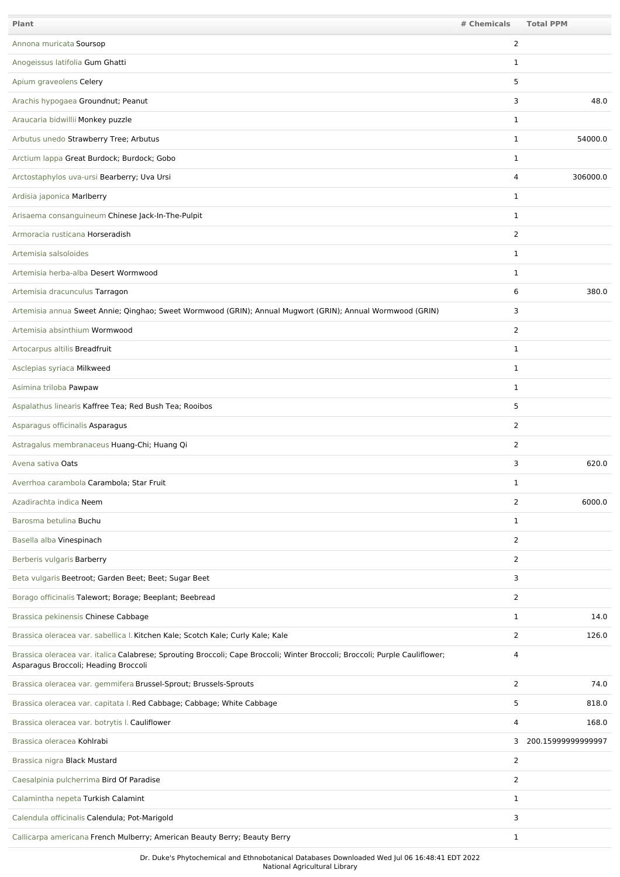| Plant | # Chemicals | Total PPM |
| --- | --- | --- |
| Annona muricata Soursop | 2 | |
| Anogeissus latifolia Gum Ghatti | 1 | |
| Apium graveolens Celery | 5 | |
| Arachis hypogaea Groundnut; Peanut | 3 | 48.0 |
| Araucaria bidwillii Monkey puzzle | 1 | |
| Arbutus unedo Strawberry Tree; Arbutus | 1 | 54000.0 |
| Arctium lappa Great Burdock; Burdock; Gobo | 1 | |
| Arctostaphylos uva-ursi Bearberry; Uva Ursi | 4 | 306000.0 |
| Ardisia japonica Marlberry | 1 | |
| Arisaema consanguineum Chinese Jack-In-The-Pulpit | 1 | |
| Armoracia rusticana Horseradish | 2 | |
| Artemisia salsoloides | 1 | |
| Artemisia herba-alba Desert Wormwood | 1 | |
| Artemisia dracunculus Tarragon | 6 | 380.0 |
| Artemisia annua Sweet Annie; Qinghao; Sweet Wormwood (GRIN); Annual Mugwort (GRIN); Annual Wormwood (GRIN) | 3 | |
| Artemisia absinthium Wormwood | 2 | |
| Artocarpus altilis Breadfruit | 1 | |
| Asclepias syriaca Milkweed | 1 | |
| Asimina triloba Pawpaw | 1 | |
| Aspalathus linearis Kaffree Tea; Red Bush Tea; Rooibos | 5 | |
| Asparagus officinalis Asparagus | 2 | |
| Astragalus membranaceus Huang-Chi; Huang Qi | 2 | |
| Avena sativa Oats | 3 | 620.0 |
| Averrhoa carambola Carambola; Star Fruit | 1 | |
| Azadirachta indica Neem | 2 | 6000.0 |
| Barosma betulina Buchu | 1 | |
| Basella alba Vinespinach | 2 | |
| Berberis vulgaris Barberry | 2 | |
| Beta vulgaris Beetroot; Garden Beet; Beet; Sugar Beet | 3 | |
| Borago officinalis Talewort; Borage; Beeplant; Beebread | 2 | |
| Brassica pekinensis Chinese Cabbage | 1 | 14.0 |
| Brassica oleracea var. sabellica l. Kitchen Kale; Scotch Kale; Curly Kale; Kale | 2 | 126.0 |
| Brassica oleracea var. italica Calabrese; Sprouting Broccoli; Cape Broccoli; Winter Broccoli; Broccoli; Purple Cauliflower; Asparagus Broccoli; Heading Broccoli | 4 | |
| Brassica oleracea var. gemmifera Brussel-Sprout; Brussels-Sprouts | 2 | 74.0 |
| Brassica oleracea var. capitata l. Red Cabbage; Cabbage; White Cabbage | 5 | 818.0 |
| Brassica oleracea var. botrytis l. Cauliflower | 4 | 168.0 |
| Brassica oleracea Kohlrabi | 3 | 200.15999999999997 |
| Brassica nigra Black Mustard | 2 | |
| Caesalpinia pulcherrima Bird Of Paradise | 2 | |
| Calamintha nepeta Turkish Calamint | 1 | |
| Calendula officinalis Calendula; Pot-Marigold | 3 | |
| Callicarpa americana French Mulberry; American Beauty Berry; Beauty Berry | 1 | |

Dr. Duke's Phytochemical and Ethnobotanical Databases Downloaded Wed Jul 06 16:48:41 EDT 2022
National Agricultural Library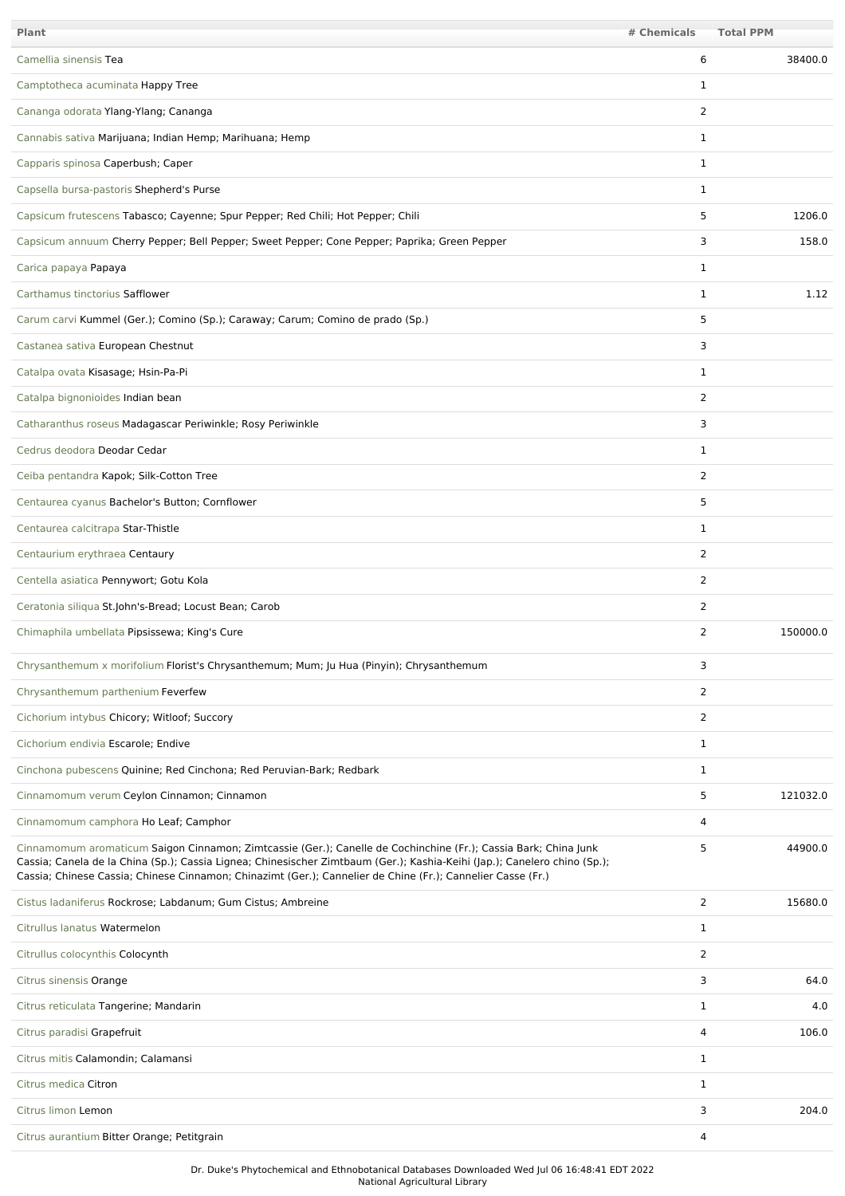| Plant | # Chemicals | Total PPM |
| --- | --- | --- |
| Camellia sinensis Tea | 6 | 38400.0 |
| Camptotheca acuminata Happy Tree | 1 | |
| Cananga odorata Ylang-Ylang; Cananga | 2 | |
| Cannabis sativa Marijuana; Indian Hemp; Marihuana; Hemp | 1 | |
| Capparis spinosa Caperbush; Caper | 1 | |
| Capsella bursa-pastoris Shepherd's Purse | 1 | |
| Capsicum frutescens Tabasco; Cayenne; Spur Pepper; Red Chili; Hot Pepper; Chili | 5 | 1206.0 |
| Capsicum annuum Cherry Pepper; Bell Pepper; Sweet Pepper; Cone Pepper; Paprika; Green Pepper | 3 | 158.0 |
| Carica papaya Papaya | 1 | |
| Carthamus tinctorius Safflower | 1 | 1.12 |
| Carum carvi Kummel (Ger.); Comino (Sp.); Caraway; Carum; Comino de prado (Sp.) | 5 | |
| Castanea sativa European Chestnut | 3 | |
| Catalpa ovata Kisasage; Hsin-Pa-Pi | 1 | |
| Catalpa bignonioides Indian bean | 2 | |
| Catharanthus roseus Madagascar Periwinkle; Rosy Periwinkle | 3 | |
| Cedrus deodora Deodar Cedar | 1 | |
| Ceiba pentandra Kapok; Silk-Cotton Tree | 2 | |
| Centaurea cyanus Bachelor's Button; Cornflower | 5 | |
| Centaurea calcitrapa Star-Thistle | 1 | |
| Centaurium erythraea Centaury | 2 | |
| Centella asiatica Pennywort; Gotu Kola | 2 | |
| Ceratonia siliqua St.John's-Bread; Locust Bean; Carob | 2 | |
| Chimaphila umbellata Pipsissewa; King's Cure | 2 | 150000.0 |
| Chrysanthemum x morifolium Florist's Chrysanthemum; Mum; Ju Hua (Pinyin); Chrysanthemum | 3 | |
| Chrysanthemum parthenium Feverfew | 2 | |
| Cichorium intybus Chicory; Witloof; Succory | 2 | |
| Cichorium endivia Escarole; Endive | 1 | |
| Cinchona pubescens Quinine; Red Cinchona; Red Peruvian-Bark; Redbark | 1 | |
| Cinnamomum verum Ceylon Cinnamon; Cinnamon | 5 | 121032.0 |
| Cinnamomum camphora Ho Leaf; Camphor | 4 | |
| Cinnamomum aromaticum Saigon Cinnamon; Zimtcassie (Ger.); Canelle de Cochinchine (Fr.); Cassia Bark; China Junk Cassia; Canela de la China (Sp.); Cassia Lignea; Chinesischer Zimtbaum (Ger.); Kashia-Keihi (Jap.); Canelero chino (Sp.); Cassia; Chinese Cassia; Chinese Cinnamon; Chinazimt (Ger.); Cannelier de Chine (Fr.); Cannelier Casse (Fr.) | 5 | 44900.0 |
| Cistus ladaniferus Rockrose; Labdanum; Gum Cistus; Ambreine | 2 | 15680.0 |
| Citrullus lanatus Watermelon | 1 | |
| Citrullus colocynthis Colocynth | 2 | |
| Citrus sinensis Orange | 3 | 64.0 |
| Citrus reticulata Tangerine; Mandarin | 1 | 4.0 |
| Citrus paradisi Grapefruit | 4 | 106.0 |
| Citrus mitis Calamondin; Calamansi | 1 | |
| Citrus medica Citron | 1 | |
| Citrus limon Lemon | 3 | 204.0 |
| Citrus aurantium Bitter Orange; Petitgrain | 4 | |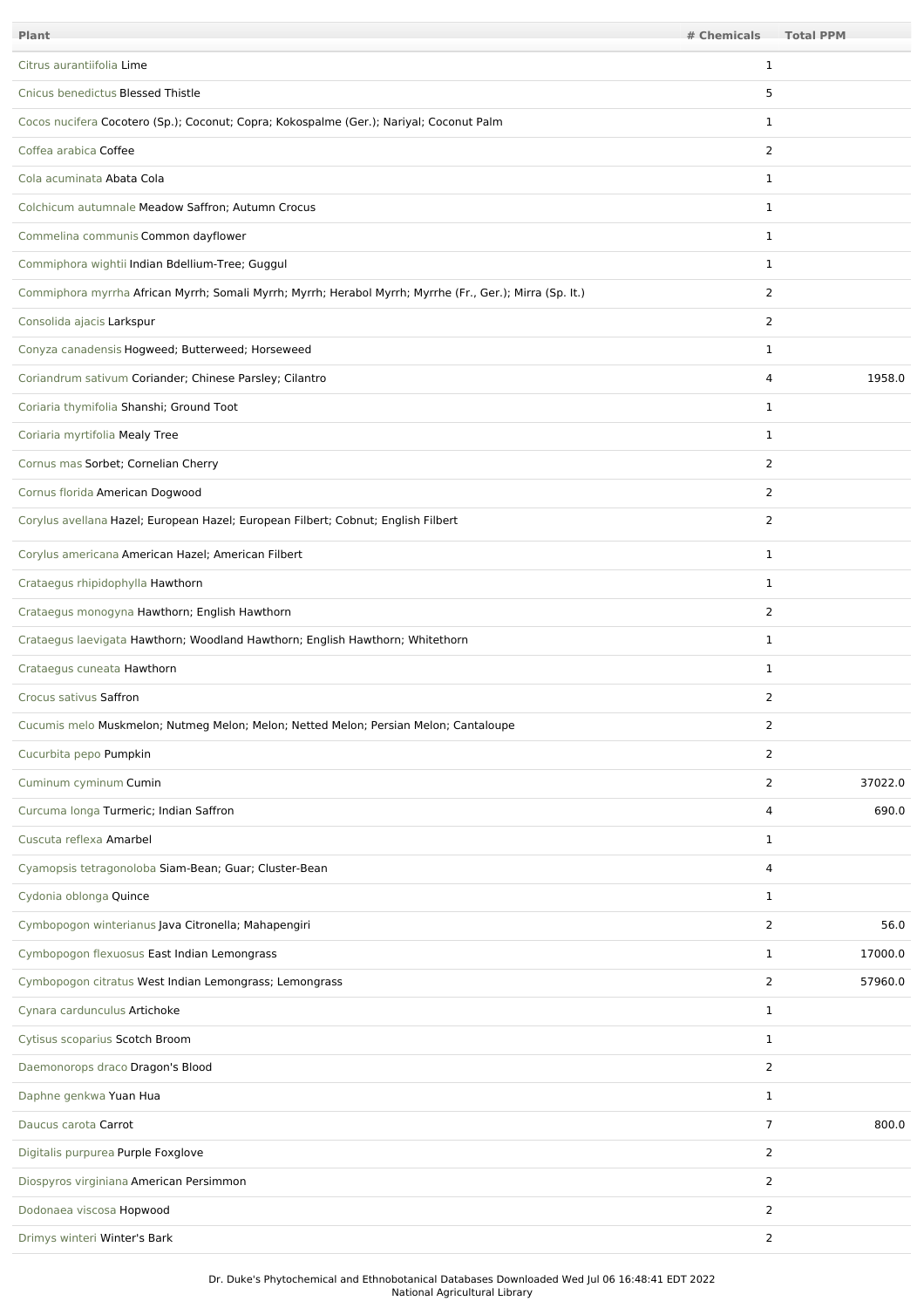| Plant | # Chemicals | Total PPM |
| --- | --- | --- |
| Citrus aurantiifolia Lime | 1 | |
| Cnicus benedictus Blessed Thistle | 5 | |
| Cocos nucifera Cocotero (Sp.); Coconut; Copra; Kokospalme (Ger.); Nariyal; Coconut Palm | 1 | |
| Coffea arabica Coffee | 2 | |
| Cola acuminata Abata Cola | 1 | |
| Colchicum autumnale Meadow Saffron; Autumn Crocus | 1 | |
| Commelina communis Common dayflower | 1 | |
| Commiphora wightii Indian Bdellium-Tree; Guggul | 1 | |
| Commiphora myrrha African Myrrh; Somali Myrrh; Myrrh; Herabol Myrrh; Myrrhe (Fr., Ger.); Mirra (Sp. It.) | 2 | |
| Consolida ajacis Larkspur | 2 | |
| Conyza canadensis Hogweed; Butterweed; Horseweed | 1 | |
| Coriandrum sativum Coriander; Chinese Parsley; Cilantro | 4 | 1958.0 |
| Coriaria thymifolia Shanshi; Ground Toot | 1 | |
| Coriaria myrtifolia Mealy Tree | 1 | |
| Cornus mas Sorbet; Cornelian Cherry | 2 | |
| Cornus florida American Dogwood | 2 | |
| Corylus avellana Hazel; European Hazel; European Filbert; Cobnut; English Filbert | 2 | |
| Corylus americana American Hazel; American Filbert | 1 | |
| Crataegus rhipidophylla Hawthorn | 1 | |
| Crataegus monogyna Hawthorn; English Hawthorn | 2 | |
| Crataegus laevigata Hawthorn; Woodland Hawthorn; English Hawthorn; Whitethorn | 1 | |
| Crataegus cuneata Hawthorn | 1 | |
| Crocus sativus Saffron | 2 | |
| Cucumis melo Muskmelon; Nutmeg Melon; Melon; Netted Melon; Persian Melon; Cantaloupe | 2 | |
| Cucurbita pepo Pumpkin | 2 | |
| Cuminum cyminum Cumin | 2 | 37022.0 |
| Curcuma longa Turmeric; Indian Saffron | 4 | 690.0 |
| Cuscuta reflexa Amarbel | 1 | |
| Cyamopsis tetragonoloba Siam-Bean; Guar; Cluster-Bean | 4 | |
| Cydonia oblonga Quince | 1 | |
| Cymbopogon winterianus Java Citronella; Mahapengiri | 2 | 56.0 |
| Cymbopogon flexuosus East Indian Lemongrass | 1 | 17000.0 |
| Cymbopogon citratus West Indian Lemongrass; Lemongrass | 2 | 57960.0 |
| Cynara cardunculus Artichoke | 1 | |
| Cytisus scoparius Scotch Broom | 1 | |
| Daemonorops draco Dragon's Blood | 2 | |
| Daphne genkwa Yuan Hua | 1 | |
| Daucus carota Carrot | 7 | 800.0 |
| Digitalis purpurea Purple Foxglove | 2 | |
| Diospyros virginiana American Persimmon | 2 | |
| Dodonaea viscosa Hopwood | 2 | |
| Drimys winteri Winter's Bark | 2 | |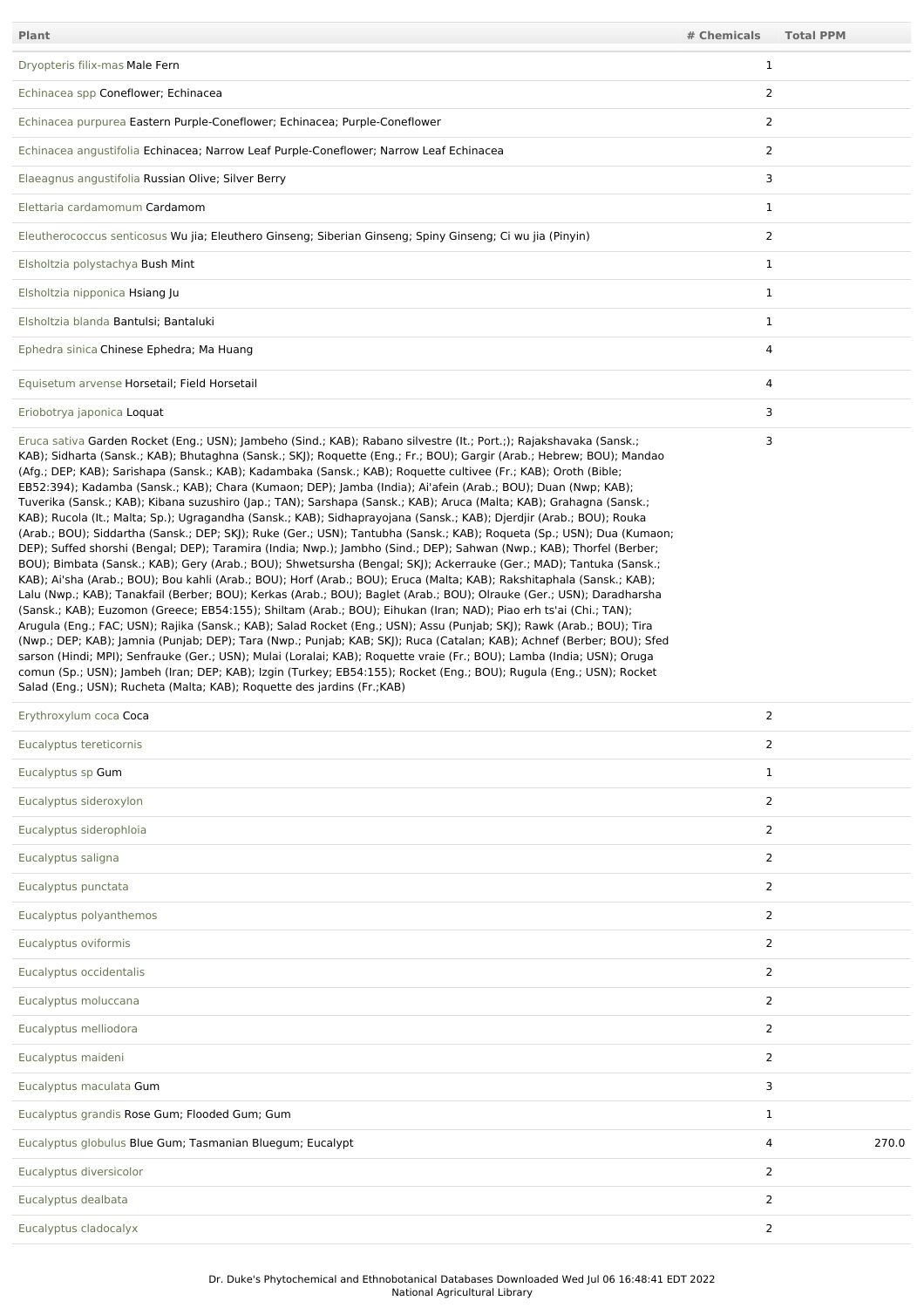| Plant | # Chemicals | Total PPM |
| --- | --- | --- |
| Dryopteris filix-mas Male Fern | 1 | |
| Echinacea spp Coneflower; Echinacea | 2 | |
| Echinacea purpurea Eastern Purple-Coneflower; Echinacea; Purple-Coneflower | 2 | |
| Echinacea angustifolia Echinacea; Narrow Leaf Purple-Coneflower; Narrow Leaf Echinacea | 2 | |
| Elaeagnus angustifolia Russian Olive; Silver Berry | 3 | |
| Elettaria cardamomum Cardamom | 1 | |
| Eleutherococcus senticosus Wu jia; Eleuthero Ginseng; Siberian Ginseng; Spiny Ginseng; Ci wu jia (Pinyin) | 2 | |
| Elsholtzia polystachya Bush Mint | 1 | |
| Elsholtzia nipponica Hsiang Ju | 1 | |
| Elsholtzia blanda Bantulsi; Bantaluki | 1 | |
| Ephedra sinica Chinese Ephedra; Ma Huang | 4 | |
| Equisetum arvense Horsetail; Field Horsetail | 4 | |
| Eriobotrya japonica Loquat | 3 | |
| Eruca sativa Garden Rocket (Eng.; USN); Jambeho (Sind.; KAB); Rabano silvestre (It.; Port.;); Rajakshavaka (Sansk.; KAB); Sidharta (Sansk.; KAB); Bhutaghna (Sansk.; SKJ); Roquette (Eng.; Fr.; BOU); Gargir (Arab.; Hebrew; BOU); Mandao (Afg.; DEP; KAB); Sarishapa (Sansk.; KAB); Kadambaka (Sansk.; KAB); Roquette cultivee (Fr.; KAB); Oroth (Bible; EB52:394); Kadamba (Sansk.; KAB); Chara (Kumaon; DEP); Jamba (India); Ai'afein (Arab.; BOU); Duan (Nwp; KAB); Tuverika (Sansk.; KAB); Kibana suzushiro (Jap.; TAN); Sarshapa (Sansk.; KAB); Aruca (Malta; KAB); Grahagna (Sansk.; KAB); Rucola (It.; Malta; Sp.); Ugragandha (Sansk.; KAB); Sidhaprayojana (Sansk.; KAB); Djerdjir (Arab.; BOU); Rouka (Arab.; BOU); Siddartha (Sansk.; DEP; SKJ); Ruke (Ger.; USN); Tantubha (Sansk.; KAB); Roqueta (Sp.; USN); Dua (Kumaon; DEP); Suffed shorshi (Bengal; DEP); Taramira (India; Nwp.); Jambho (Sind.; DEP); Sahwan (Nwp.; KAB); Thorfel (Berber; BOU); Bimbata (Sansk.; KAB); Gery (Arab.; BOU); Shwetsursha (Bengal; SKJ); Ackerrauke (Ger.; MAD); Tantuka (Sansk.; KAB); Ai'sha (Arab.; BOU); Bou kahli (Arab.; BOU); Horf (Arab.; BOU); Eruca (Malta; KAB); Rakshitaphala (Sansk.; KAB); Lalu (Nwp.; KAB); Tanakfail (Berber; BOU); Kerkas (Arab.; BOU); Baglet (Arab.; BOU); Olrauke (Ger.; USN); Daradharsha (Sansk.; KAB); Euzomon (Greece; EB54:155); Shiltam (Arab.; BOU); Eihukan (Iran; NAD); Piao erh ts'ai (Chi.; TAN); Arugula (Eng.; FAC; USN); Rajika (Sansk.; KAB); Salad Rocket (Eng.; USN); Assu (Punjab; SKJ); Rawk (Arab.; BOU); Tira (Nwp.; DEP; KAB); Jamnia (Punjab; DEP); Tara (Nwp.; Punjab; KAB; SKJ); Ruca (Catalan; KAB); Achnef (Berber; BOU); Sfed sarson (Hindi; MPI); Senfrauke (Ger.; USN); Mulai (Loralai; KAB); Roquette vraie (Fr.; BOU); Lamba (India; USN); Oruga comun (Sp.; USN); Jambeh (Iran; DEP; KAB); Izgin (Turkey; EB54:155); Rocket (Eng.; BOU); Rugula (Eng.; USN); Rocket Salad (Eng.; USN); Rucheta (Malta; KAB); Roquette des jardins (Fr.;KAB) | 3 | |
| Erythroxylum coca Coca | 2 | |
| Eucalyptus tereticornis | 2 | |
| Eucalyptus sp Gum | 1 | |
| Eucalyptus sideroxylon | 2 | |
| Eucalyptus siderophloia | 2 | |
| Eucalyptus saligna | 2 | |
| Eucalyptus punctata | 2 | |
| Eucalyptus polyanthemos | 2 | |
| Eucalyptus oviformis | 2 | |
| Eucalyptus occidentalis | 2 | |
| Eucalyptus moluccana | 2 | |
| Eucalyptus melliodora | 2 | |
| Eucalyptus maideni | 2 | |
| Eucalyptus maculata Gum | 3 | |
| Eucalyptus grandis Rose Gum; Flooded Gum; Gum | 1 | |
| Eucalyptus globulus Blue Gum; Tasmanian Bluegum; Eucalypt | 4 | 270.0 |
| Eucalyptus diversicolor | 2 | |
| Eucalyptus dealbata | 2 | |
| Eucalyptus cladocalyx | 2 | |

Dr. Duke's Phytochemical and Ethnobotanical Databases Downloaded Wed Jul 06 16:48:41 EDT 2022
National Agricultural Library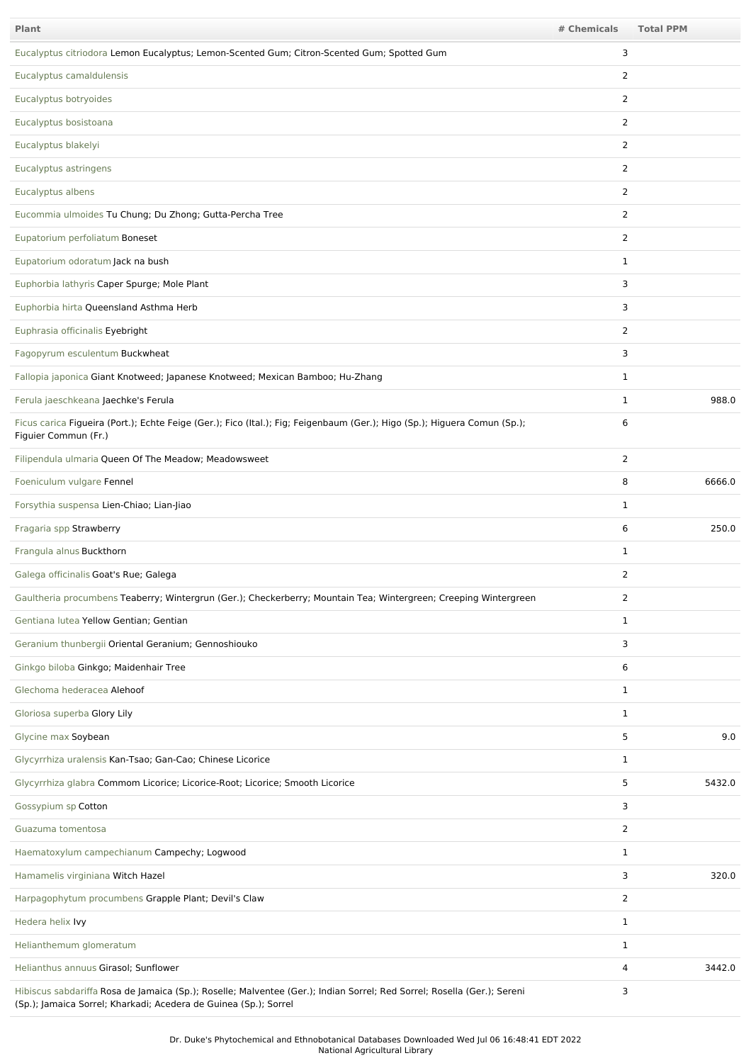| Plant | # Chemicals | Total PPM |
|---|---|---|
| Eucalyptus citriodora Lemon Eucalyptus; Lemon-Scented Gum; Citron-Scented Gum; Spotted Gum | 3 | |
| Eucalyptus camaldulensis | 2 | |
| Eucalyptus botryoides | 2 | |
| Eucalyptus bosistoana | 2 | |
| Eucalyptus blakelyi | 2 | |
| Eucalyptus astringens | 2 | |
| Eucalyptus albens | 2 | |
| Eucommia ulmoides Tu Chung; Du Zhong; Gutta-Percha Tree | 2 | |
| Eupatorium perfoliatum Boneset | 2 | |
| Eupatorium odoratum Jack na bush | 1 | |
| Euphorbia lathyris Caper Spurge; Mole Plant | 3 | |
| Euphorbia hirta Queensland Asthma Herb | 3 | |
| Euphrasia officinalis Eyebright | 2 | |
| Fagopyrum esculentum Buckwheat | 3 | |
| Fallopia japonica Giant Knotweed; Japanese Knotweed; Mexican Bamboo; Hu-Zhang | 1 | |
| Ferula jaeschkeana Jaechke's Ferula | 1 | 988.0 |
| Ficus carica Figueira (Port.); Echte Feige (Ger.); Fico (Ital.); Fig; Feigenbaum (Ger.); Higo (Sp.); Higuera Comun (Sp.); Figuier Commun (Fr.) | 6 | |
| Filipendula ulmaria Queen Of The Meadow; Meadowsweet | 2 | |
| Foeniculum vulgare Fennel | 8 | 6666.0 |
| Forsythia suspensa Lien-Chiao; Lian-Jiao | 1 | |
| Fragaria spp Strawberry | 6 | 250.0 |
| Frangula alnus Buckthorn | 1 | |
| Galega officinalis Goat's Rue; Galega | 2 | |
| Gaultheria procumbens Teaberry; Wintergrun (Ger.); Checkerberry; Mountain Tea; Wintergreen; Creeping Wintergreen | 2 | |
| Gentiana lutea Yellow Gentian; Gentian | 1 | |
| Geranium thunbergii Oriental Geranium; Gennoshiouko | 3 | |
| Ginkgo biloba Ginkgo; Maidenhair Tree | 6 | |
| Glechoma hederacea Alehoof | 1 | |
| Gloriosa superba Glory Lily | 1 | |
| Glycine max Soybean | 5 | 9.0 |
| Glycyrrhiza uralensis Kan-Tsao; Gan-Cao; Chinese Licorice | 1 | |
| Glycyrrhiza glabra Commom Licorice; Licorice-Root; Licorice; Smooth Licorice | 5 | 5432.0 |
| Gossypium sp Cotton | 3 | |
| Guazuma tomentosa | 2 | |
| Haematoxylum campechianum Campechy; Logwood | 1 | |
| Hamamelis virginiana Witch Hazel | 3 | 320.0 |
| Harpagophytum procumbens Grapple Plant; Devil's Claw | 2 | |
| Hedera helix Ivy | 1 | |
| Helianthemum glomeratum | 1 | |
| Helianthus annuus Girasol; Sunflower | 4 | 3442.0 |
| Hibiscus sabdariffa Rosa de Jamaica (Sp.); Roselle; Malventee (Ger.); Indian Sorrel; Red Sorrel; Rosella (Ger.); Sereni (Sp.); Jamaica Sorrel; Kharkadi; Acedera de Guinea (Sp.); Sorrel | 3 | |

Dr. Duke's Phytochemical and Ethnobotanical Databases Downloaded Wed Jul 06 16:48:41 EDT 2022
National Agricultural Library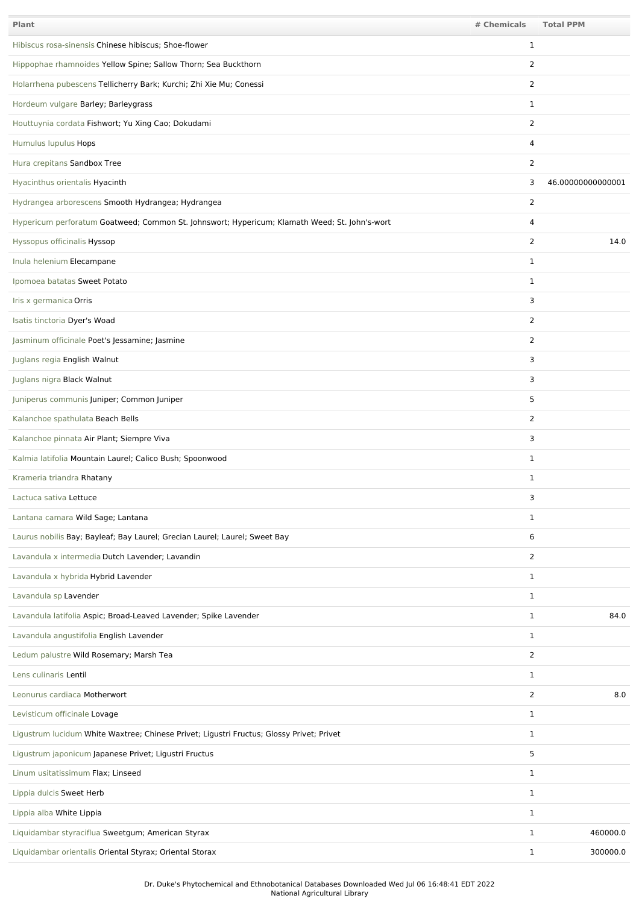| Plant | # Chemicals | Total PPM |
|---|---|---|
| Hibiscus rosa-sinensis Chinese hibiscus; Shoe-flower | 1 | |
| Hippophae rhamnoides Yellow Spine; Sallow Thorn; Sea Buckthorn | 2 | |
| Holarrhena pubescens Tellicherry Bark; Kurchi; Zhi Xie Mu; Conessi | 2 | |
| Hordeum vulgare Barley; Barleygrass | 1 | |
| Houttuynia cordata Fishwort; Yu Xing Cao; Dokudami | 2 | |
| Humulus lupulus Hops | 4 | |
| Hura crepitans Sandbox Tree | 2 | |
| Hyacinthus orientalis Hyacinth | 3 | 46.00000000000001 |
| Hydrangea arborescens Smooth Hydrangea; Hydrangea | 2 | |
| Hypericum perforatum Goatweed; Common St. Johnswort; Hypericum; Klamath Weed; St. John's-wort | 4 | |
| Hyssopus officinalis Hyssop | 2 | 14.0 |
| Inula helenium Elecampane | 1 | |
| Ipomoea batatas Sweet Potato | 1 | |
| Iris x germanica Orris | 3 | |
| Isatis tinctoria Dyer's Woad | 2 | |
| Jasminum officinale Poet's Jessamine; Jasmine | 2 | |
| Juglans regia English Walnut | 3 | |
| Juglans nigra Black Walnut | 3 | |
| Juniperus communis Juniper; Common Juniper | 5 | |
| Kalanchoe spathulata Beach Bells | 2 | |
| Kalanchoe pinnata Air Plant; Siempre Viva | 3 | |
| Kalmia latifolia Mountain Laurel; Calico Bush; Spoonwood | 1 | |
| Krameria triandra Rhatany | 1 | |
| Lactuca sativa Lettuce | 3 | |
| Lantana camara Wild Sage; Lantana | 1 | |
| Laurus nobilis Bay; Bayleaf; Bay Laurel; Grecian Laurel; Laurel; Sweet Bay | 6 | |
| Lavandula x intermedia Dutch Lavender; Lavandin | 2 | |
| Lavandula x hybrida Hybrid Lavender | 1 | |
| Lavandula sp Lavender | 1 | |
| Lavandula latifolia Aspic; Broad-Leaved Lavender; Spike Lavender | 1 | 84.0 |
| Lavandula angustifolia English Lavender | 1 | |
| Ledum palustre Wild Rosemary; Marsh Tea | 2 | |
| Lens culinaris Lentil | 1 | |
| Leonurus cardiaca Motherwort | 2 | 8.0 |
| Levisticum officinale Lovage | 1 | |
| Ligustrum lucidum White Waxtree; Chinese Privet; Ligustri Fructus; Glossy Privet; Privet | 1 | |
| Ligustrum japonicum Japanese Privet; Ligustri Fructus | 5 | |
| Linum usitatissimum Flax; Linseed | 1 | |
| Lippia dulcis Sweet Herb | 1 | |
| Lippia alba White Lippia | 1 | |
| Liquidambar styraciflua Sweetgum; American Styrax | 1 | 460000.0 |
| Liquidambar orientalis Oriental Styrax; Oriental Storax | 1 | 300000.0 |

Dr. Duke's Phytochemical and Ethnobotanical Databases Downloaded Wed Jul 06 16:48:41 EDT 2022
National Agricultural Library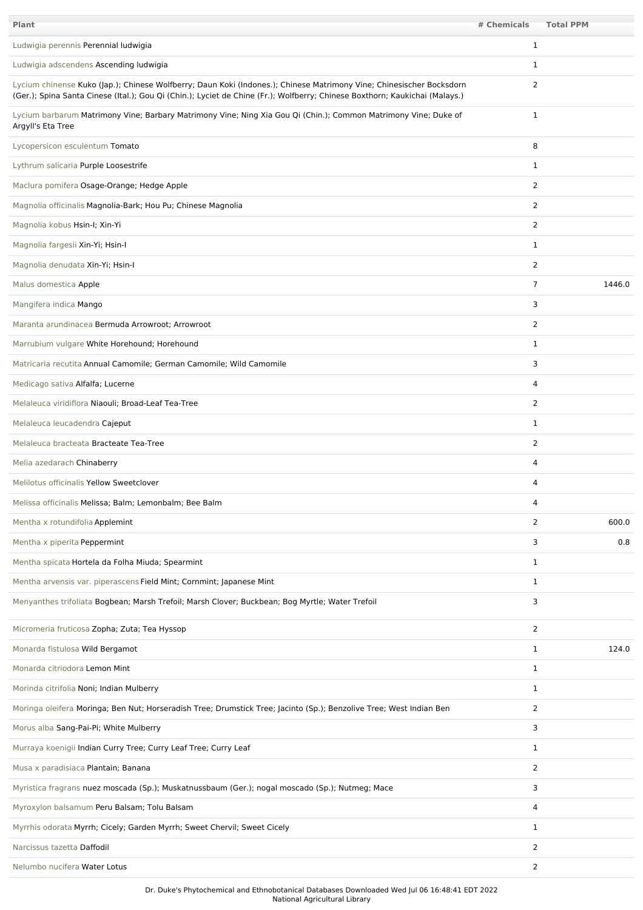| Plant | # Chemicals | Total PPM |
| --- | --- | --- |
| Ludwigia perennis Perennial ludwigia | 1 | |
| Ludwigia adscendens Ascending ludwigia | 1 | |
| Lycium chinense Kuko (Jap.); Chinese Wolfberry; Daun Koki (Indones.); Chinese Matrimony Vine; Chinesischer Bocksdorn (Ger.); Spina Santa Cinese (Ital.); Gou Qi (Chin.); Lyciet de Chine (Fr.); Wolfberry; Chinese Boxthorn; Kaukichai (Malays.) | 2 | |
| Lycium barbarum Matrimony Vine; Barbary Matrimony Vine; Ning Xia Gou Qi (Chin.); Common Matrimony Vine; Duke of Argyll's Eta Tree | 1 | |
| Lycopersicon esculentum Tomato | 8 | |
| Lythrum salicaria Purple Loosestrife | 1 | |
| Maclura pomifera Osage-Orange; Hedge Apple | 2 | |
| Magnolia officinalis Magnolia-Bark; Hou Pu; Chinese Magnolia | 2 | |
| Magnolia kobus Hsin-I; Xin-Yi | 2 | |
| Magnolia fargesii Xin-Yi; Hsin-I | 1 | |
| Magnolia denudata Xin-Yi; Hsin-I | 2 | |
| Malus domestica Apple | 7 | 1446.0 |
| Mangifera indica Mango | 3 | |
| Maranta arundinacea Bermuda Arrowroot; Arrowroot | 2 | |
| Marrubium vulgare White Horehound; Horehound | 1 | |
| Matricaria recutita Annual Camomile; German Camomile; Wild Camomile | 3 | |
| Medicago sativa Alfalfa; Lucerne | 4 | |
| Melaleuca viridiflora Niaouli; Broad-Leaf Tea-Tree | 2 | |
| Melaleuca leucadendra Cajeput | 1 | |
| Melaleuca bracteata Bracteate Tea-Tree | 2 | |
| Melia azedarach Chinaberry | 4 | |
| Melilotus officinalis Yellow Sweetclover | 4 | |
| Melissa officinalis Melissa; Balm; Lemonbalm; Bee Balm | 4 | |
| Mentha x rotundifolia Applemint | 2 | 600.0 |
| Mentha x piperita Peppermint | 3 | 0.8 |
| Mentha spicata Hortela da Folha Miuda; Spearmint | 1 | |
| Mentha arvensis var. piperascens Field Mint; Cornmint; Japanese Mint | 1 | |
| Menyanthes trifoliata Bogbean; Marsh Trefoil; Marsh Clover; Buckbean; Bog Myrtle; Water Trefoil | 3 | |
| Micromeria fruticosa Zopha; Zuta; Tea Hyssop | 2 | |
| Monarda fistulosa Wild Bergamot | 1 | 124.0 |
| Monarda citriodora Lemon Mint | 1 | |
| Morinda citrifolia Noni; Indian Mulberry | 1 | |
| Moringa oleifera Moringa; Ben Nut; Horseradish Tree; Drumstick Tree; Jacinto (Sp.); Benzolive Tree; West Indian Ben | 2 | |
| Morus alba Sang-Pai-Pi; White Mulberry | 3 | |
| Murraya koenigii Indian Curry Tree; Curry Leaf Tree; Curry Leaf | 1 | |
| Musa x paradisiaca Plantain; Banana | 2 | |
| Myristica fragrans nuez moscada (Sp.); Muskatnussbaum (Ger.); nogal moscado (Sp.); Nutmeg; Mace | 3 | |
| Myroxylon balsamum Peru Balsam; Tolu Balsam | 4 | |
| Myrrhis odorata Myrrh; Cicely; Garden Myrrh; Sweet Chervil; Sweet Cicely | 1 | |
| Narcissus tazetta Daffodil | 2 | |
| Nelumbo nucifera Water Lotus | 2 | |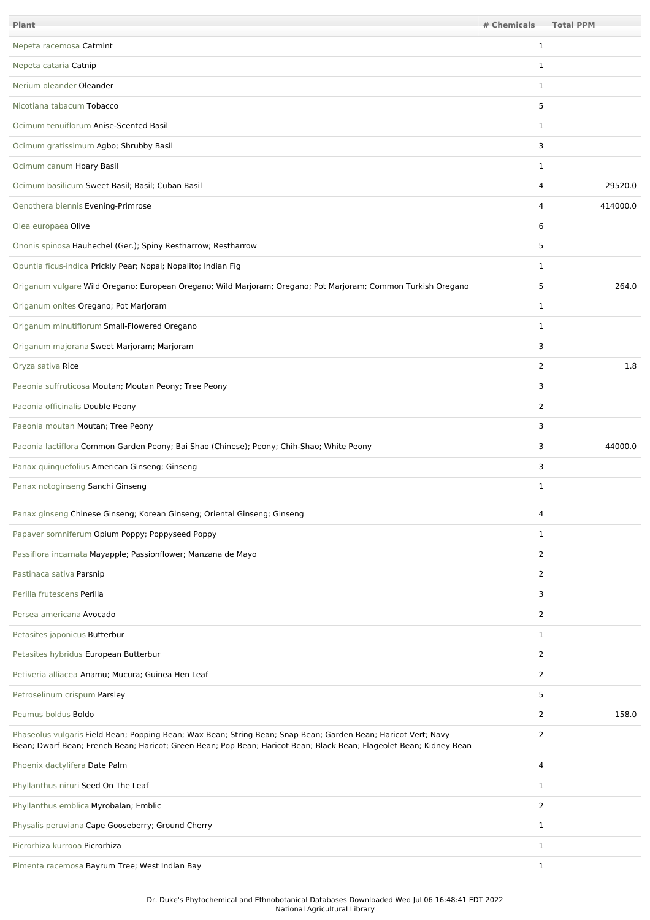| Plant | # Chemicals | Total PPM |
| --- | --- | --- |
| Nepeta racemosa Catmint | 1 | |
| Nepeta cataria Catnip | 1 | |
| Nerium oleander Oleander | 1 | |
| Nicotiana tabacum Tobacco | 5 | |
| Ocimum tenuiflorum Anise-Scented Basil | 1 | |
| Ocimum gratissimum Agbo; Shrubby Basil | 3 | |
| Ocimum canum Hoary Basil | 1 | |
| Ocimum basilicum Sweet Basil; Basil; Cuban Basil | 4 | 29520.0 |
| Oenothera biennis Evening-Primrose | 4 | 414000.0 |
| Olea europaea Olive | 6 | |
| Ononis spinosa Hauhechel (Ger.); Spiny Restharrow; Restharrow | 5 | |
| Opuntia ficus-indica Prickly Pear; Nopal; Nopalito; Indian Fig | 1 | |
| Origanum vulgare Wild Oregano; European Oregano; Wild Marjoram; Oregano; Pot Marjoram; Common Turkish Oregano | 5 | 264.0 |
| Origanum onites Oregano; Pot Marjoram | 1 | |
| Origanum minutiflorum Small-Flowered Oregano | 1 | |
| Origanum majorana Sweet Marjoram; Marjoram | 3 | |
| Oryza sativa Rice | 2 | 1.8 |
| Paeonia suffruticosa Moutan; Moutan Peony; Tree Peony | 3 | |
| Paeonia officinalis Double Peony | 2 | |
| Paeonia moutan Moutan; Tree Peony | 3 | |
| Paeonia lactiflora Common Garden Peony; Bai Shao (Chinese); Peony; Chih-Shao; White Peony | 3 | 44000.0 |
| Panax quinquefolius American Ginseng; Ginseng | 3 | |
| Panax notoginseng Sanchi Ginseng | 1 | |
| Panax ginseng Chinese Ginseng; Korean Ginseng; Oriental Ginseng; Ginseng | 4 | |
| Papaver somniferum Opium Poppy; Poppyseed Poppy | 1 | |
| Passiflora incarnata Mayapple; Passionflower; Manzana de Mayo | 2 | |
| Pastinaca sativa Parsnip | 2 | |
| Perilla frutescens Perilla | 3 | |
| Persea americana Avocado | 2 | |
| Petasites japonicus Butterbur | 1 | |
| Petasites hybridus European Butterbur | 2 | |
| Petiveria alliacea Anamu; Mucura; Guinea Hen Leaf | 2 | |
| Petroselinum crispum Parsley | 5 | |
| Peumus boldus Boldo | 2 | 158.0 |
| Phaseolus vulgaris Field Bean; Popping Bean; Wax Bean; String Bean; Snap Bean; Garden Bean; Haricot Vert; Navy Bean; Dwarf Bean; French Bean; Haricot; Green Bean; Pop Bean; Haricot Bean; Black Bean; Flageolet Bean; Kidney Bean | 2 | |
| Phoenix dactylifera Date Palm | 4 | |
| Phyllanthus niruri Seed On The Leaf | 1 | |
| Phyllanthus emblica Myrobalan; Emblic | 2 | |
| Physalis peruviana Cape Gooseberry; Ground Cherry | 1 | |
| Picrorhiza kurrooa Picrorhiza | 1 | |
| Pimenta racemosa Bayrum Tree; West Indian Bay | 1 | |

Dr. Duke's Phytochemical and Ethnobotanical Databases Downloaded Wed Jul 06 16:48:41 EDT 2022
National Agricultural Library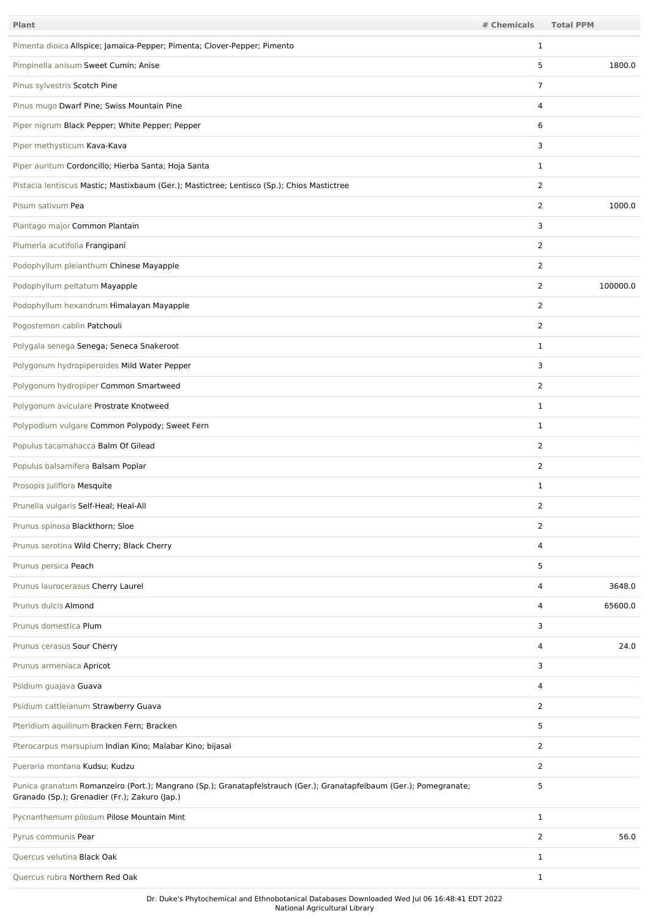| Plant | # Chemicals | Total PPM |
| --- | --- | --- |
| Pimenta dioica Allspice; Jamaica-Pepper; Pimenta; Clover-Pepper; Pimento | 1 | |
| Pimpinella anisum Sweet Cumin; Anise | 5 | 1800.0 |
| Pinus sylvestris Scotch Pine | 7 | |
| Pinus mugo Dwarf Pine; Swiss Mountain Pine | 4 | |
| Piper nigrum Black Pepper; White Pepper; Pepper | 6 | |
| Piper methysticum Kava-Kava | 3 | |
| Piper auritum Cordoncillo; Hierba Santa; Hoja Santa | 1 | |
| Pistacia lentiscus Mastic; Mastixbaum (Ger.); Mastictree; Lentisco (Sp.); Chios Mastictree | 2 | |
| Pisum sativum Pea | 2 | 1000.0 |
| Plantago major Common Plantain | 3 | |
| Plumeria acutifolia Frangipani | 2 | |
| Podophyllum pleianthum Chinese Mayapple | 2 | |
| Podophyllum peltatum Mayapple | 2 | 100000.0 |
| Podophyllum hexandrum Himalayan Mayapple | 2 | |
| Pogostemon cablin Patchouli | 2 | |
| Polygala senega Senega; Seneca Snakeroot | 1 | |
| Polygonum hydropiperoides Mild Water Pepper | 3 | |
| Polygonum hydropiper Common Smartweed | 2 | |
| Polygonum aviculare Prostrate Knotweed | 1 | |
| Polypodium vulgare Common Polypody; Sweet Fern | 1 | |
| Populus tacamahacca Balm Of Gilead | 2 | |
| Populus balsamifera Balsam Poplar | 2 | |
| Prosopis juliflora Mesquite | 1 | |
| Prunella vulgaris Self-Heal; Heal-All | 2 | |
| Prunus spinosa Blackthorn; Sloe | 2 | |
| Prunus serotina Wild Cherry; Black Cherry | 4 | |
| Prunus persica Peach | 5 | |
| Prunus laurocerasus Cherry Laurel | 4 | 3648.0 |
| Prunus dulcis Almond | 4 | 65600.0 |
| Prunus domestica Plum | 3 | |
| Prunus cerasus Sour Cherry | 4 | 24.0 |
| Prunus armeniaca Apricot | 3 | |
| Psidium guajava Guava | 4 | |
| Psidium cattleianum Strawberry Guava | 2 | |
| Pteridium aquilinum Bracken Fern; Bracken | 5 | |
| Pterocarpus marsupium Indian Kino; Malabar Kino; bijasal | 2 | |
| Pueraria montana Kudsu; Kudzu | 2 | |
| Punica granatum Romanzeiro (Port.); Mangrano (Sp.); Granatapfelstrauch (Ger.); Granatapfelbaum (Ger.); Pomegranate; Granado (Sp.); Grenadier (Fr.); Zakuro (Jap.) | 5 | |
| Pycnanthemum pilosum Pilose Mountain Mint | 1 | |
| Pyrus communis Pear | 2 | 56.0 |
| Quercus velutina Black Oak | 1 | |
| Quercus rubra Northern Red Oak | 1 | |

Dr. Duke's Phytochemical and Ethnobotanical Databases Downloaded Wed Jul 06 16:48:41 EDT 2022
National Agricultural Library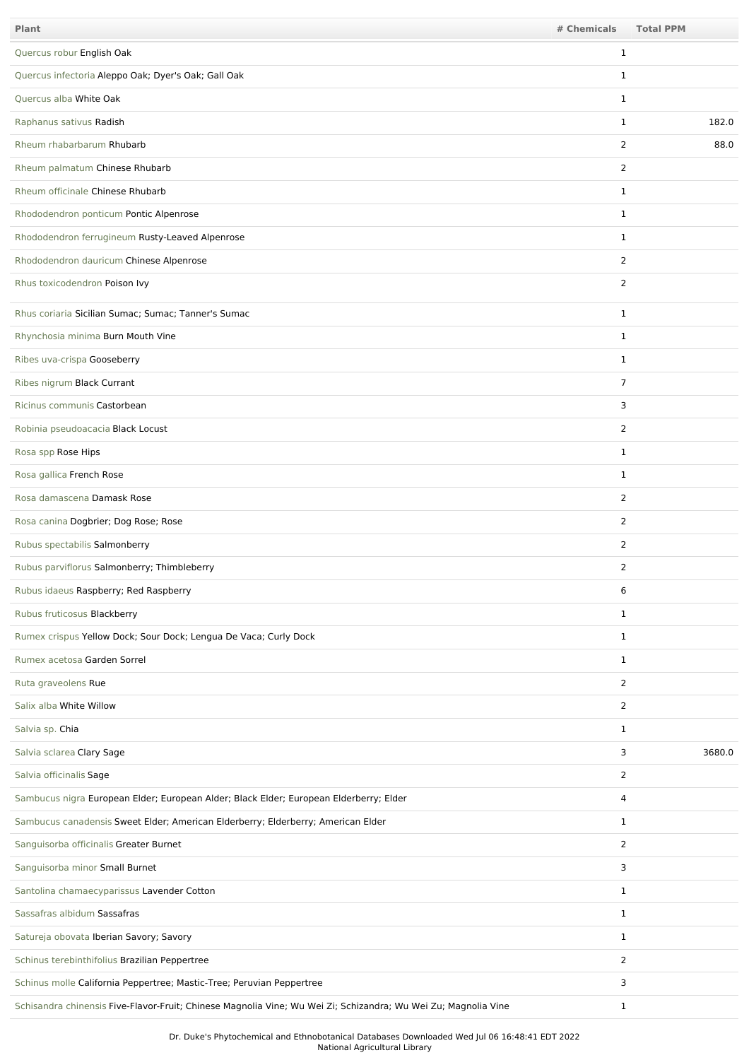| Plant | # Chemicals | Total PPM |
| --- | --- | --- |
| Quercus robur English Oak | 1 | |
| Quercus infectoria Aleppo Oak; Dyer's Oak; Gall Oak | 1 | |
| Quercus alba White Oak | 1 | |
| Raphanus sativus Radish | 1 | 182.0 |
| Rheum rhabarbarum Rhubarb | 2 | 88.0 |
| Rheum palmatum Chinese Rhubarb | 2 | |
| Rheum officinale Chinese Rhubarb | 1 | |
| Rhododendron ponticum Pontic Alpenrose | 1 | |
| Rhododendron ferrugineum Rusty-Leaved Alpenrose | 1 | |
| Rhododendron dauricum Chinese Alpenrose | 2 | |
| Rhus toxicodendron Poison Ivy | 2 | |
| Rhus coriaria Sicilian Sumac; Sumac; Tanner's Sumac | 1 | |
| Rhynchosia minima Burn Mouth Vine | 1 | |
| Ribes uva-crispa Gooseberry | 1 | |
| Ribes nigrum Black Currant | 7 | |
| Ricinus communis Castorbean | 3 | |
| Robinia pseudoacacia Black Locust | 2 | |
| Rosa spp Rose Hips | 1 | |
| Rosa gallica French Rose | 1 | |
| Rosa damascena Damask Rose | 2 | |
| Rosa canina Dogbrier; Dog Rose; Rose | 2 | |
| Rubus spectabilis Salmonberry | 2 | |
| Rubus parviflorus Salmonberry; Thimbleberry | 2 | |
| Rubus idaeus Raspberry; Red Raspberry | 6 | |
| Rubus fruticosus Blackberry | 1 | |
| Rumex crispus Yellow Dock; Sour Dock; Lengua De Vaca; Curly Dock | 1 | |
| Rumex acetosa Garden Sorrel | 1 | |
| Ruta graveolens Rue | 2 | |
| Salix alba White Willow | 2 | |
| Salvia sp. Chia | 1 | |
| Salvia sclarea Clary Sage | 3 | 3680.0 |
| Salvia officinalis Sage | 2 | |
| Sambucus nigra European Elder; European Alder; Black Elder; European Elderberry; Elder | 4 | |
| Sambucus canadensis Sweet Elder; American Elderberry; Elderberry; American Elder | 1 | |
| Sanguisorba officinalis Greater Burnet | 2 | |
| Sanguisorba minor Small Burnet | 3 | |
| Santolina chamaecyparissus Lavender Cotton | 1 | |
| Sassafras albidum Sassafras | 1 | |
| Satureja obovata Iberian Savory; Savory | 1 | |
| Schinus terebinthifolius Brazilian Peppertree | 2 | |
| Schinus molle California Peppertree; Mastic-Tree; Peruvian Peppertree | 3 | |
| Schisandra chinensis Five-Flavor-Fruit; Chinese Magnolia Vine; Wu Wei Zi; Schizandra; Wu Wei Zu; Magnolia Vine | 1 | |

Dr. Duke's Phytochemical and Ethnobotanical Databases Downloaded Wed Jul 06 16:48:41 EDT 2022
National Agricultural Library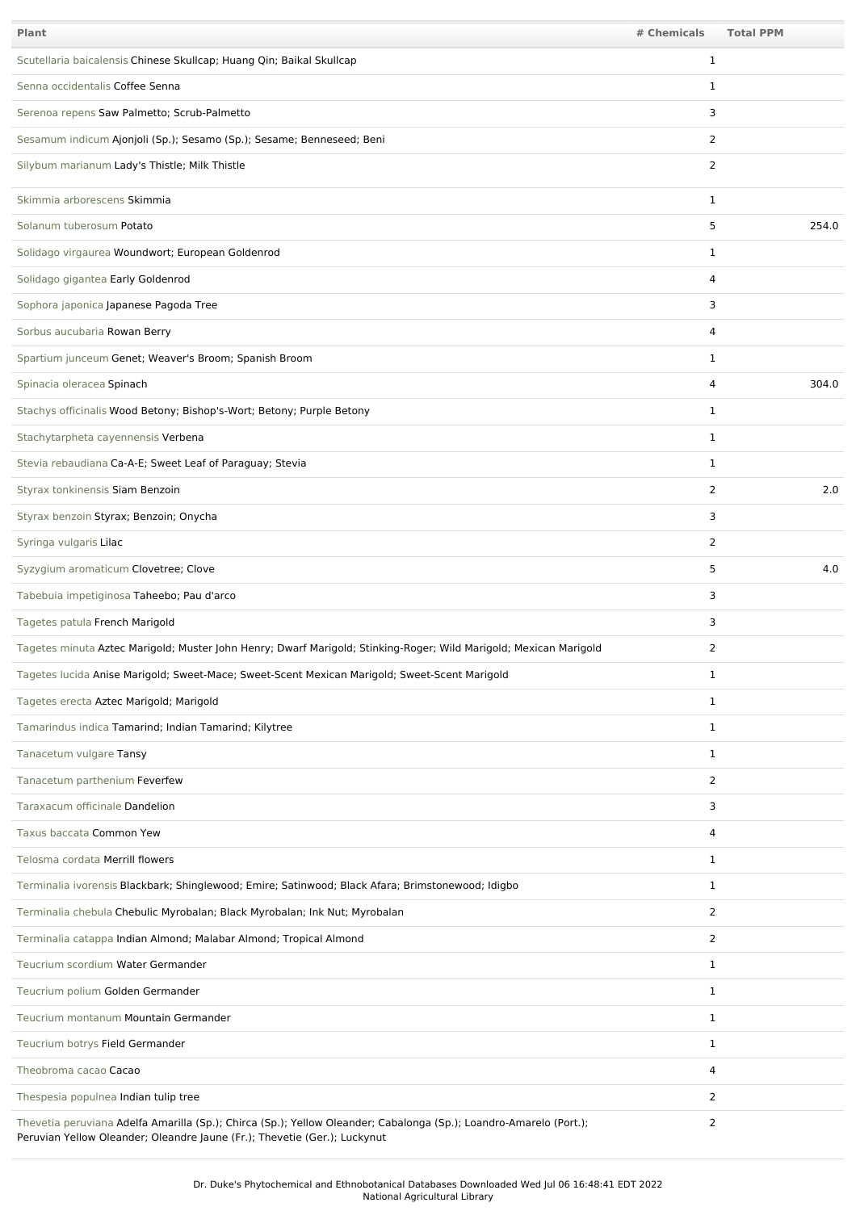| Plant | # Chemicals | Total PPM |
|---|---|---|
| Scutellaria baicalensis Chinese Skullcap; Huang Qin; Baikal Skullcap | 1 | |
| Senna occidentalis Coffee Senna | 1 | |
| Serenoa repens Saw Palmetto; Scrub-Palmetto | 3 | |
| Sesamum indicum Ajonjoli (Sp.); Sesamo (Sp.); Sesame; Benneseed; Beni | 2 | |
| Silybum marianum Lady's Thistle; Milk Thistle | 2 | |
| Skimmia arborescens Skimmia | 1 | |
| Solanum tuberosum Potato | 5 | 254.0 |
| Solidago virgaurea Woundwort; European Goldenrod | 1 | |
| Solidago gigantea Early Goldenrod | 4 | |
| Sophora japonica Japanese Pagoda Tree | 3 | |
| Sorbus aucubaria Rowan Berry | 4 | |
| Spartium junceum Genet; Weaver's Broom; Spanish Broom | 1 | |
| Spinacia oleracea Spinach | 4 | 304.0 |
| Stachys officinalis Wood Betony; Bishop's-Wort; Betony; Purple Betony | 1 | |
| Stachytarpheta cayennensis Verbena | 1 | |
| Stevia rebaudiana Ca-A-E; Sweet Leaf of Paraguay; Stevia | 1 | |
| Styrax tonkinensis Siam Benzoin | 2 | 2.0 |
| Styrax benzoin Styrax; Benzoin; Onycha | 3 | |
| Syringa vulgaris Lilac | 2 | |
| Syzygium aromaticum Clovetree; Clove | 5 | 4.0 |
| Tabebuia impetiginosa Taheebo; Pau d'arco | 3 | |
| Tagetes patula French Marigold | 3 | |
| Tagetes minuta Aztec Marigold; Muster John Henry; Dwarf Marigold; Stinking-Roger; Wild Marigold; Mexican Marigold | 2 | |
| Tagetes lucida Anise Marigold; Sweet-Mace; Sweet-Scent Mexican Marigold; Sweet-Scent Marigold | 1 | |
| Tagetes erecta Aztec Marigold; Marigold | 1 | |
| Tamarindus indica Tamarind; Indian Tamarind; Kilytree | 1 | |
| Tanacetum vulgare Tansy | 1 | |
| Tanacetum parthenium Feverfew | 2 | |
| Taraxacum officinale Dandelion | 3 | |
| Taxus baccata Common Yew | 4 | |
| Telosma cordata Merrill flowers | 1 | |
| Terminalia ivorensis Blackbark; Shinglewood; Emire; Satinwood; Black Afara; Brimstonewood; Idigbo | 1 | |
| Terminalia chebula Chebulic Myrobalan; Black Myrobalan; Ink Nut; Myrobalan | 2 | |
| Terminalia catappa Indian Almond; Malabar Almond; Tropical Almond | 2 | |
| Teucrium scordium Water Germander | 1 | |
| Teucrium polium Golden Germander | 1 | |
| Teucrium montanum Mountain Germander | 1 | |
| Teucrium botrys Field Germander | 1 | |
| Theobroma cacao Cacao | 4 | |
| Thespesia populnea Indian tulip tree | 2 | |
| Thevetia peruviana Adelfa Amarilla (Sp.); Chirca (Sp.); Yellow Oleander; Cabalonga (Sp.); Loandro-Amarelo (Port.); Peruvian Yellow Oleander; Oleandre Jaune (Fr.); Thevetie (Ger.); Luckynut | 2 | |

Dr. Duke's Phytochemical and Ethnobotanical Databases Downloaded Wed Jul 06 16:48:41 EDT 2022
National Agricultural Library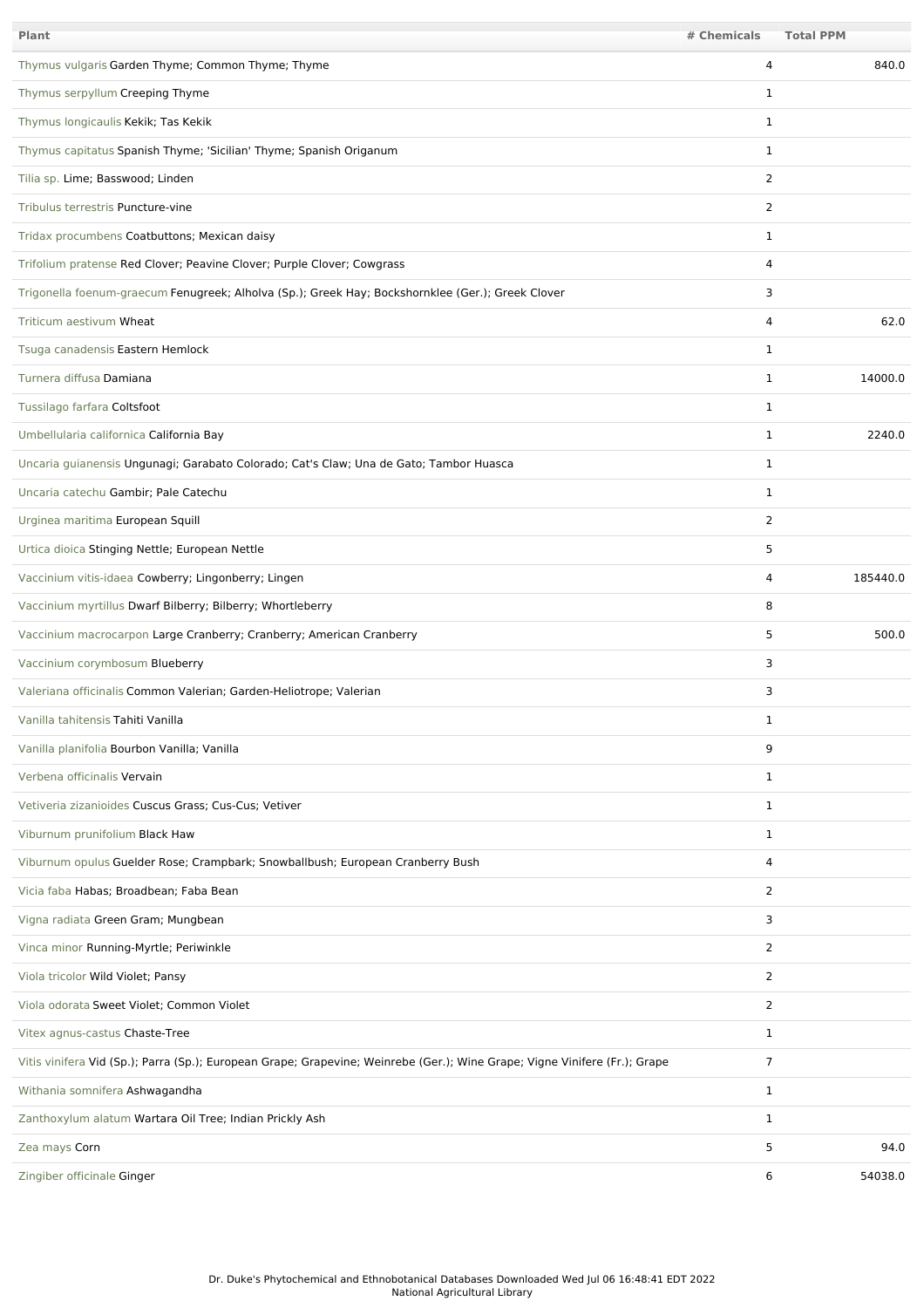| Plant | # Chemicals | Total PPM |
| --- | --- | --- |
| Thymus vulgaris Garden Thyme; Common Thyme; Thyme | 4 | 840.0 |
| Thymus serpyllum Creeping Thyme | 1 | |
| Thymus longicaulis Kekik; Tas Kekik | 1 | |
| Thymus capitatus Spanish Thyme; 'Sicilian' Thyme; Spanish Origanum | 1 | |
| Tilia sp. Lime; Basswood; Linden | 2 | |
| Tribulus terrestris Puncture-vine | 2 | |
| Tridax procumbens Coatbuttons; Mexican daisy | 1 | |
| Trifolium pratense Red Clover; Peavine Clover; Purple Clover; Cowgrass | 4 | |
| Trigonella foenum-graecum Fenugreek; Alholva (Sp.); Greek Hay; Bockshornklee (Ger.); Greek Clover | 3 | |
| Triticum aestivum Wheat | 4 | 62.0 |
| Tsuga canadensis Eastern Hemlock | 1 | |
| Turnera diffusa Damiana | 1 | 14000.0 |
| Tussilago farfara Coltsfoot | 1 | |
| Umbellularia californica California Bay | 1 | 2240.0 |
| Uncaria guianensis Ungunagi; Garabato Colorado; Cat's Claw; Una de Gato; Tambor Huasca | 1 | |
| Uncaria catechu Gambir; Pale Catechu | 1 | |
| Urginea maritima European Squill | 2 | |
| Urtica dioica Stinging Nettle; European Nettle | 5 | |
| Vaccinium vitis-idaea Cowberry; Lingonberry; Lingen | 4 | 185440.0 |
| Vaccinium myrtillus Dwarf Bilberry; Bilberry; Whortleberry | 8 | |
| Vaccinium macrocarpon Large Cranberry; Cranberry; American Cranberry | 5 | 500.0 |
| Vaccinium corymbosum Blueberry | 3 | |
| Valeriana officinalis Common Valerian; Garden-Heliotrope; Valerian | 3 | |
| Vanilla tahitensis Tahiti Vanilla | 1 | |
| Vanilla planifolia Bourbon Vanilla; Vanilla | 9 | |
| Verbena officinalis Vervain | 1 | |
| Vetiveria zizanioides Cuscus Grass; Cus-Cus; Vetiver | 1 | |
| Viburnum prunifolium Black Haw | 1 | |
| Viburnum opulus Guelder Rose; Crampbark; Snowballbush; European Cranberry Bush | 4 | |
| Vicia faba Habas; Broadbean; Faba Bean | 2 | |
| Vigna radiata Green Gram; Mungbean | 3 | |
| Vinca minor Running-Myrtle; Periwinkle | 2 | |
| Viola tricolor Wild Violet; Pansy | 2 | |
| Viola odorata Sweet Violet; Common Violet | 2 | |
| Vitex agnus-castus Chaste-Tree | 1 | |
| Vitis vinifera Vid (Sp.); Parra (Sp.); European Grape; Grapevine; Weinrebe (Ger.); Wine Grape; Vigne Vinifere (Fr.); Grape | 7 | |
| Withania somnifera Ashwagandha | 1 | |
| Zanthoxylum alatum Wartara Oil Tree; Indian Prickly Ash | 1 | |
| Zea mays Corn | 5 | 94.0 |
| Zingiber officinale Ginger | 6 | 54038.0 |

Dr. Duke's Phytochemical and Ethnobotanical Databases Downloaded Wed Jul 06 16:48:41 EDT 2022
National Agricultural Library